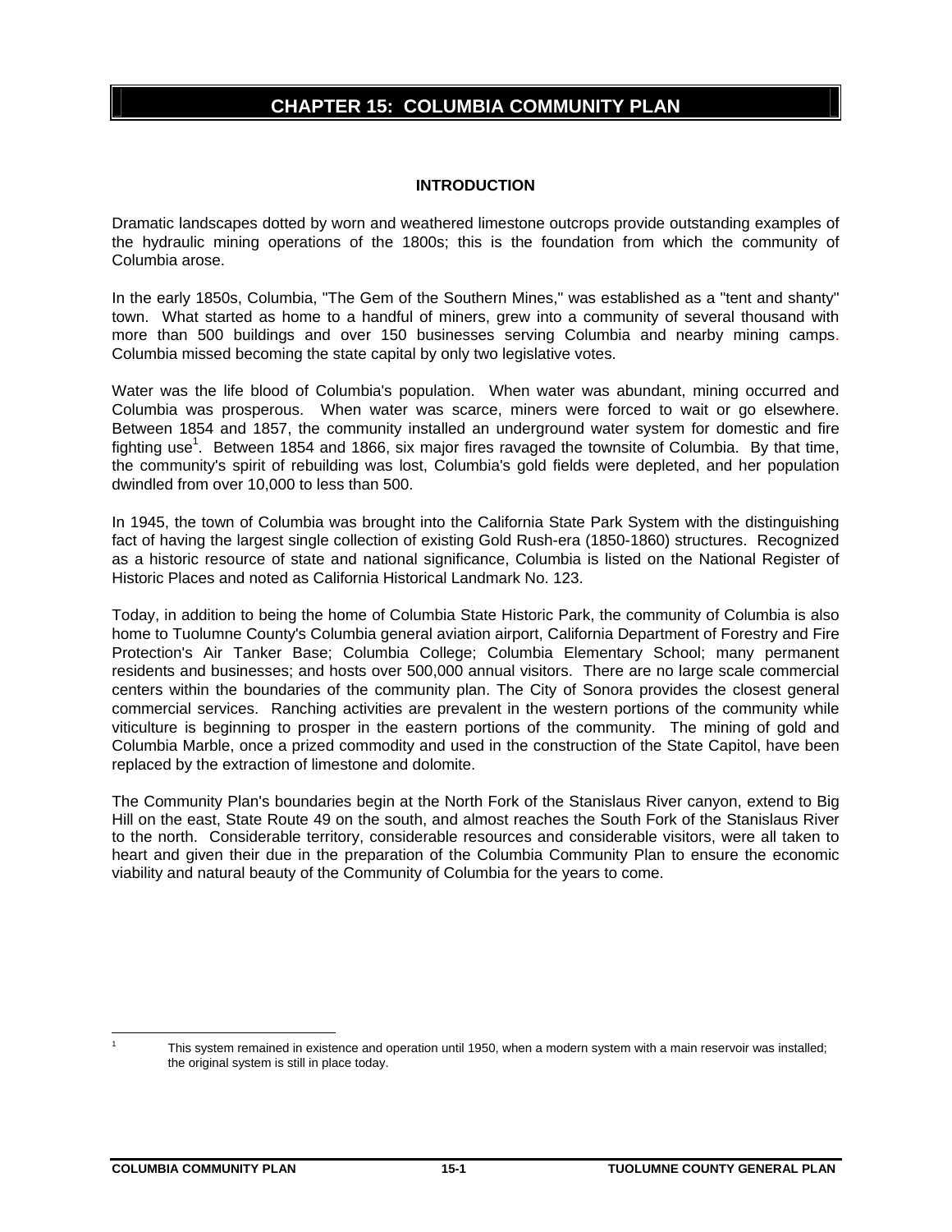# CHAPTER 15: COLUMBIA COMMUNITY PLAN

## INTRODUCTION

Dramatic landscapes dotted by worn and weathered limestone outcrops provide outstanding examples of the hydraulic mining operations of the 1800s; this is the foundation from which the community of Columbia arose.

In the early 1850s, Columbia, "The Gem of the Southern Mines," was established as a "tent and shanty" town. What started as home to a handful of miners, grew into a community of several thousand with more than 500 buildings and over 150 businesses serving Columbia and nearby mining camps. Columbia missed becoming the state capital by only two legislative votes.

Water was the life blood of Columbia's population. When water was abundant, mining occurred and Columbia was prosperous. When water was scarce, miners were forced to wait or go elsewhere. Between 1854 and 1857, the community installed an underground water system for domestic and fire fighting use[1]. Between 1854 and 1866, six major fires ravaged the townsite of Columbia. By that time, the community's spirit of rebuilding was lost, Columbia's gold fields were depleted, and her population dwindled from over 10,000 to less than 500.

In 1945, the town of Columbia was brought into the California State Park System with the distinguishing fact of having the largest single collection of existing Gold Rush-era (1850-1860) structures. Recognized as a historic resource of state and national significance, Columbia is listed on the National Register of Historic Places and noted as California Historical Landmark No. 123.

Today, in addition to being the home of Columbia State Historic Park, the community of Columbia is also home to Tuolumne County's Columbia general aviation airport, California Department of Forestry and Fire Protection's Air Tanker Base; Columbia College; Columbia Elementary School; many permanent residents and businesses; and hosts over 500,000 annual visitors. There are no large scale commercial centers within the boundaries of the community plan. The City of Sonora provides the closest general commercial services. Ranching activities are prevalent in the western portions of the community while viticulture is beginning to prosper in the eastern portions of the community. The mining of gold and Columbia Marble, once a prized commodity and used in the construction of the State Capitol, have been replaced by the extraction of limestone and dolomite.

The Community Plan's boundaries begin at the North Fork of the Stanislaus River canyon, extend to Big Hill on the east, State Route 49 on the south, and almost reaches the South Fork of the Stanislaus River to the north. Considerable territory, considerable resources and considerable visitors, were all taken to heart and given their due in the preparation of the Columbia Community Plan to ensure the economic viability and natural beauty of the Community of Columbia for the years to come.

---

[1] This system remained in existence and operation until 1950, when a modern system with a main reservoir was installed; the original system is still in place today.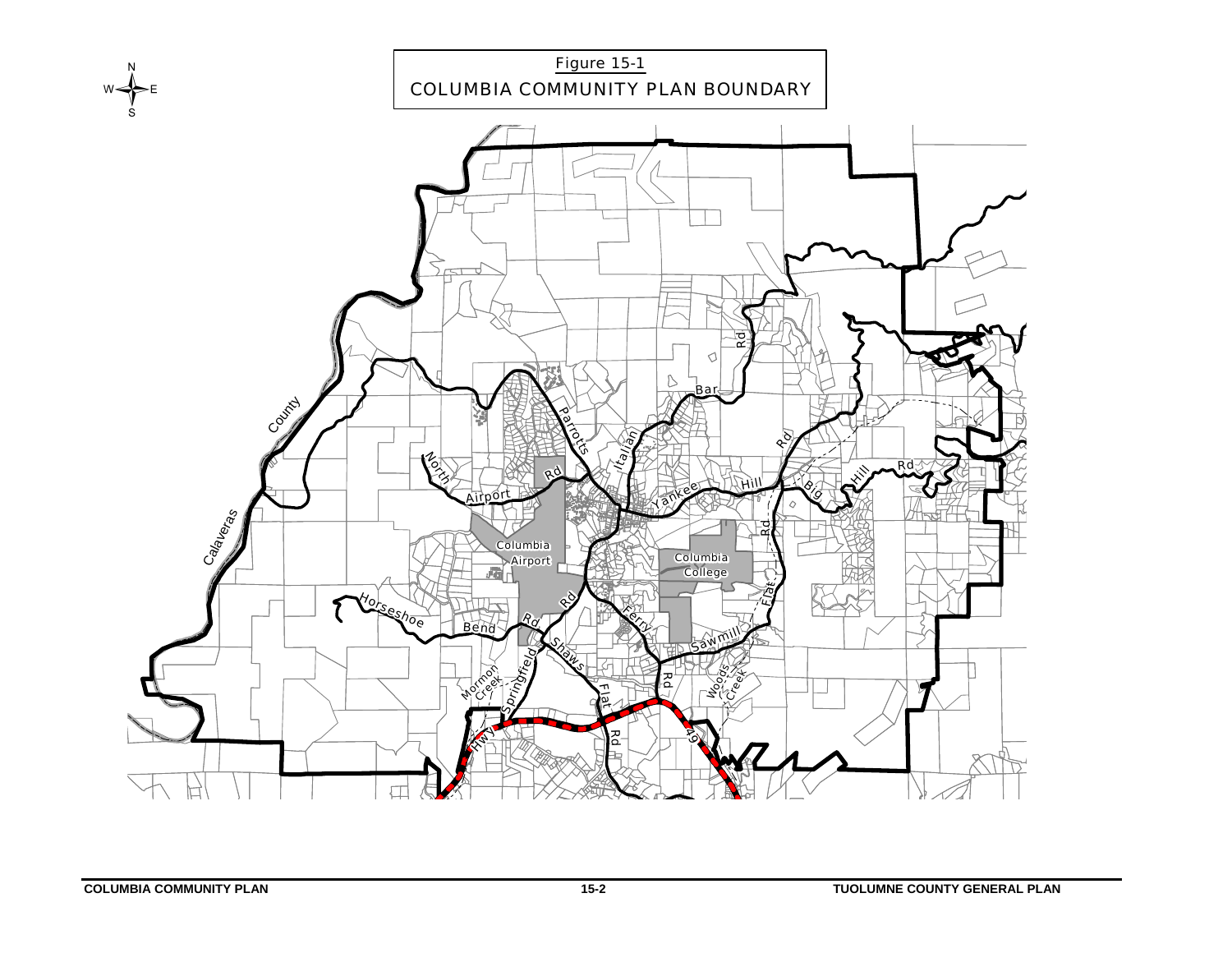Figure 15-1
COLUMBIA COMMUNITY PLAN BOUNDARY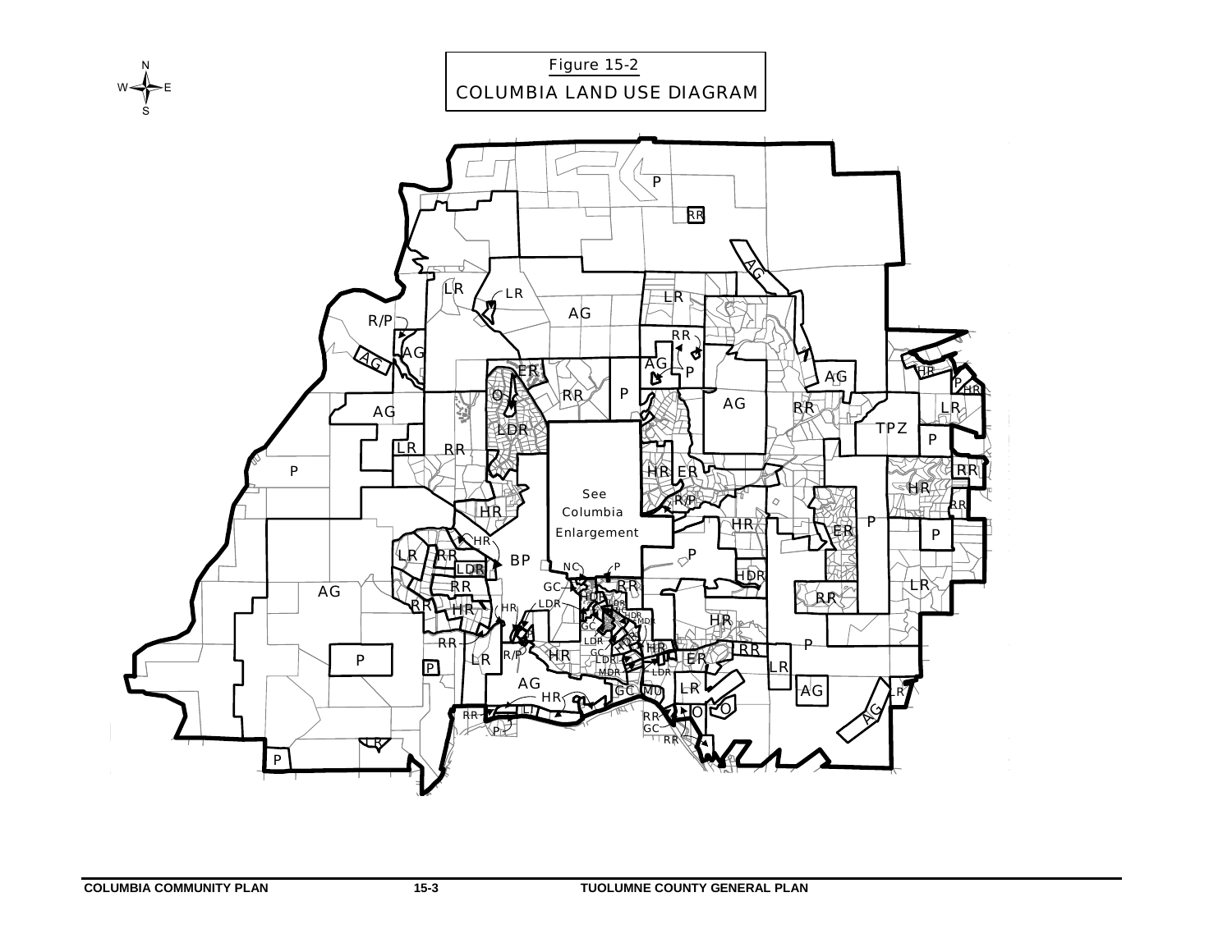Figure 15-2

COLUMBIA LAND USE DIAGRAM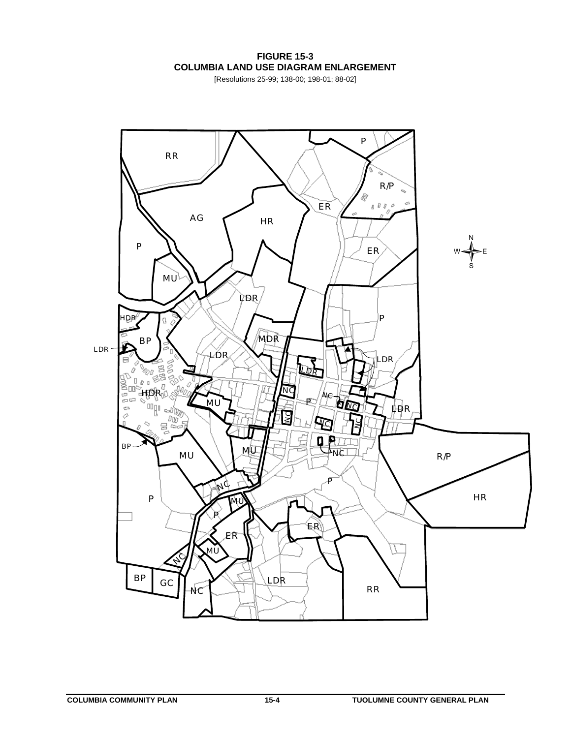**FIGURE 15-3**
**COLUMBIA LAND USE DIAGRAM ENLARGEMENT**

[Resolutions 25-99; 138-00; 198-01; 88-02]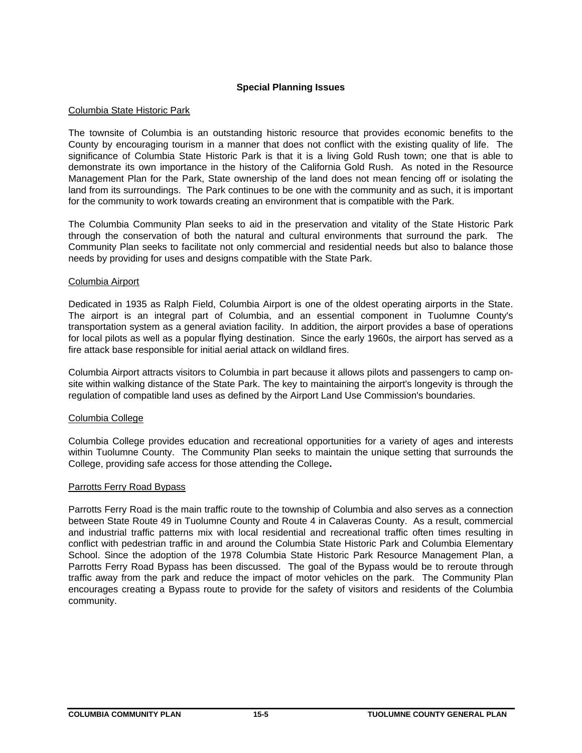## Special Planning Issues

### Columbia State Historic Park

The townsite of Columbia is an outstanding historic resource that provides economic benefits to the County by encouraging tourism in a manner that does not conflict with the existing quality of life. The significance of Columbia State Historic Park is that it is a living Gold Rush town; one that is able to demonstrate its own importance in the history of the California Gold Rush. As noted in the Resource Management Plan for the Park, State ownership of the land does not mean fencing off or isolating the land from its surroundings. The Park continues to be one with the community and as such, it is important for the community to work towards creating an environment that is compatible with the Park.

The Columbia Community Plan seeks to aid in the preservation and vitality of the State Historic Park through the conservation of both the natural and cultural environments that surround the park. The Community Plan seeks to facilitate not only commercial and residential needs but also to balance those needs by providing for uses and designs compatible with the State Park.

### Columbia Airport

Dedicated in 1935 as Ralph Field, Columbia Airport is one of the oldest operating airports in the State. The airport is an integral part of Columbia, and an essential component in Tuolumne County's transportation system as a general aviation facility. In addition, the airport provides a base of operations for local pilots as well as a popular flying destination. Since the early 1960s, the airport has served as a fire attack base responsible for initial aerial attack on wildland fires.

Columbia Airport attracts visitors to Columbia in part because it allows pilots and passengers to camp on-site within walking distance of the State Park. The key to maintaining the airport's longevity is through the regulation of compatible land uses as defined by the Airport Land Use Commission's boundaries.

### Columbia College

Columbia College provides education and recreational opportunities for a variety of ages and interests within Tuolumne County. The Community Plan seeks to maintain the unique setting that surrounds the College, providing safe access for those attending the College.

### Parrotts Ferry Road Bypass

Parrotts Ferry Road is the main traffic route to the township of Columbia and also serves as a connection between State Route 49 in Tuolumne County and Route 4 in Calaveras County. As a result, commercial and industrial traffic patterns mix with local residential and recreational traffic often times resulting in conflict with pedestrian traffic in and around the Columbia State Historic Park and Columbia Elementary School. Since the adoption of the 1978 Columbia State Historic Park Resource Management Plan, a Parrotts Ferry Road Bypass has been discussed. The goal of the Bypass would be to reroute through traffic away from the park and reduce the impact of motor vehicles on the park. The Community Plan encourages creating a Bypass route to provide for the safety of visitors and residents of the Columbia community.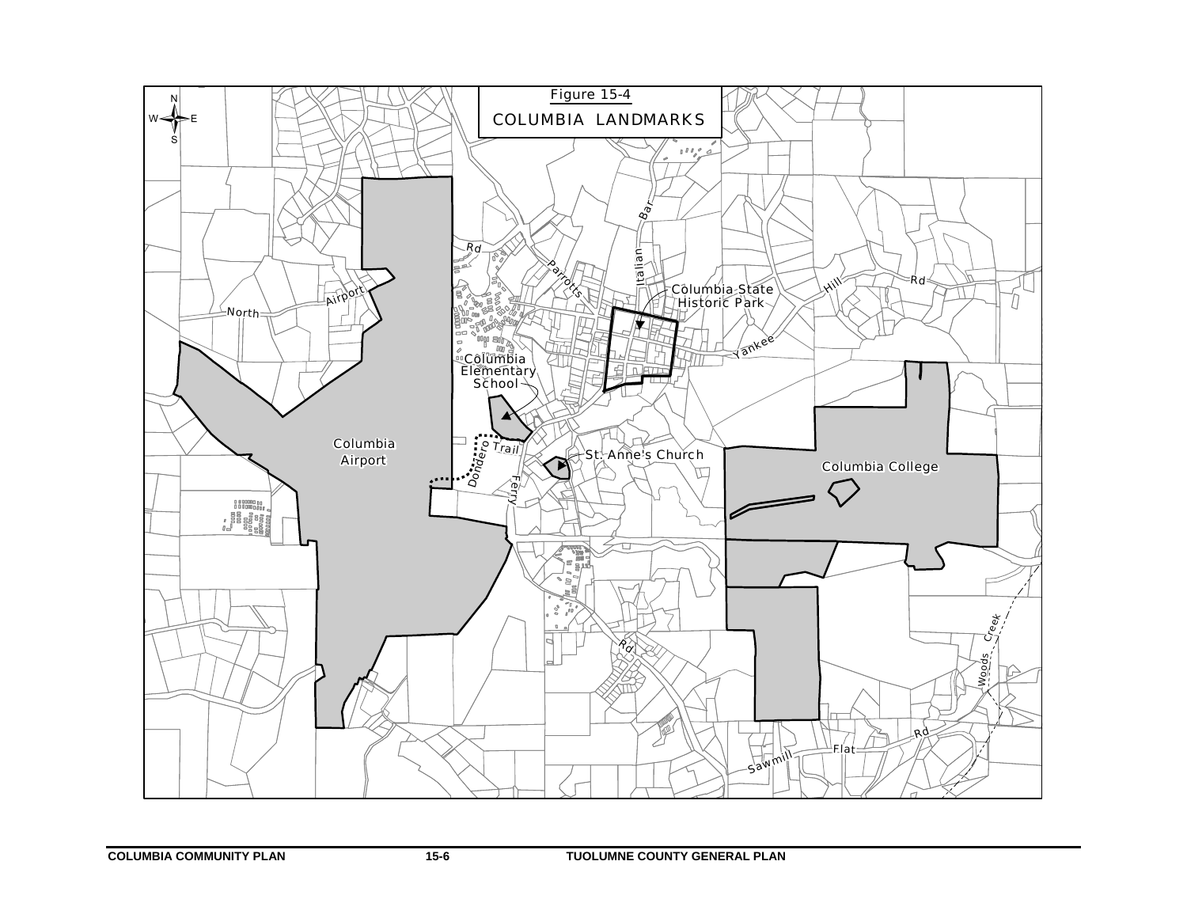Figure 15-4

COLUMBIA LANDMARKS

Columbia State Historic Park

Columbia Elementary School

St. Anne's Church

Columbia Airport

Columbia College

Dondero Trail

North Airport Rd

Parrotts Ferry Rd

Italian Bar

Yankee Hill Rd

Sawmill Flat Rd

Woods Creek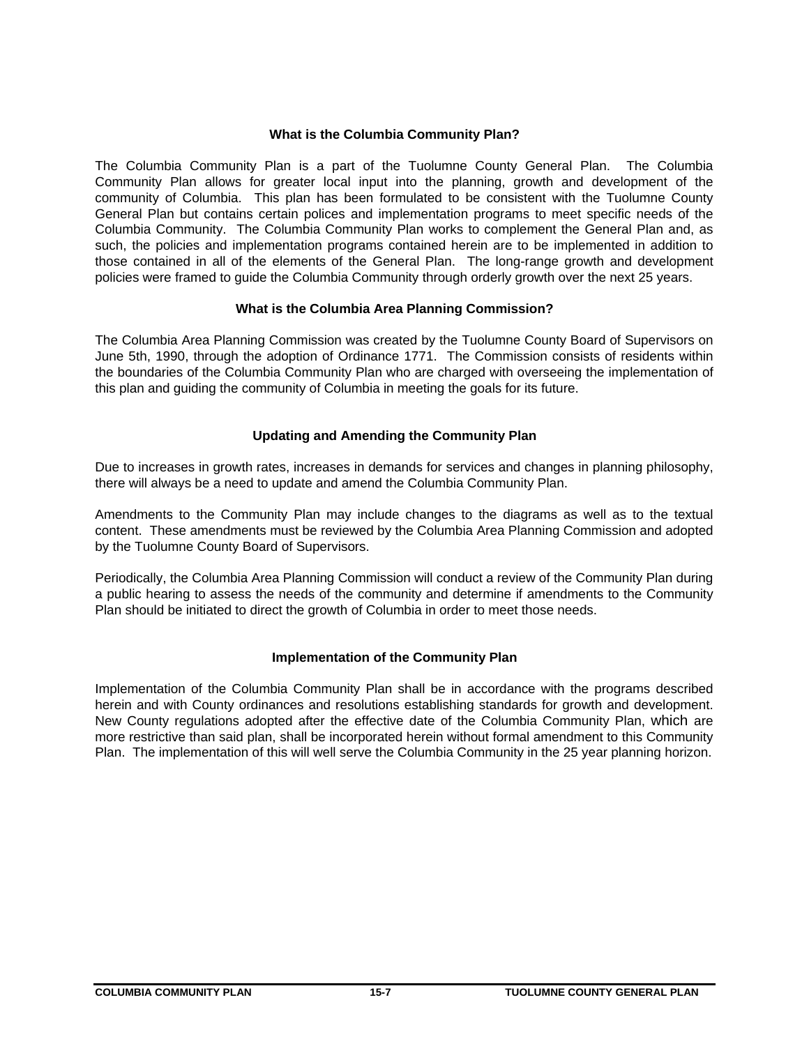### What is the Columbia Community Plan?

The Columbia Community Plan is a part of the Tuolumne County General Plan. The Columbia Community Plan allows for greater local input into the planning, growth and development of the community of Columbia. This plan has been formulated to be consistent with the Tuolumne County General Plan but contains certain polices and implementation programs to meet specific needs of the Columbia Community. The Columbia Community Plan works to complement the General Plan and, as such, the policies and implementation programs contained herein are to be implemented in addition to those contained in all of the elements of the General Plan. The long-range growth and development policies were framed to guide the Columbia Community through orderly growth over the next 25 years.

### What is the Columbia Area Planning Commission?

The Columbia Area Planning Commission was created by the Tuolumne County Board of Supervisors on June 5th, 1990, through the adoption of Ordinance 1771. The Commission consists of residents within the boundaries of the Columbia Community Plan who are charged with overseeing the implementation of this plan and guiding the community of Columbia in meeting the goals for its future.

### Updating and Amending the Community Plan

Due to increases in growth rates, increases in demands for services and changes in planning philosophy, there will always be a need to update and amend the Columbia Community Plan.

Amendments to the Community Plan may include changes to the diagrams as well as to the textual content. These amendments must be reviewed by the Columbia Area Planning Commission and adopted by the Tuolumne County Board of Supervisors.

Periodically, the Columbia Area Planning Commission will conduct a review of the Community Plan during a public hearing to assess the needs of the community and determine if amendments to the Community Plan should be initiated to direct the growth of Columbia in order to meet those needs.

### Implementation of the Community Plan

Implementation of the Columbia Community Plan shall be in accordance with the programs described herein and with County ordinances and resolutions establishing standards for growth and development. New County regulations adopted after the effective date of the Columbia Community Plan, which are more restrictive than said plan, shall be incorporated herein without formal amendment to this Community Plan. The implementation of this will well serve the Columbia Community in the 25 year planning horizon.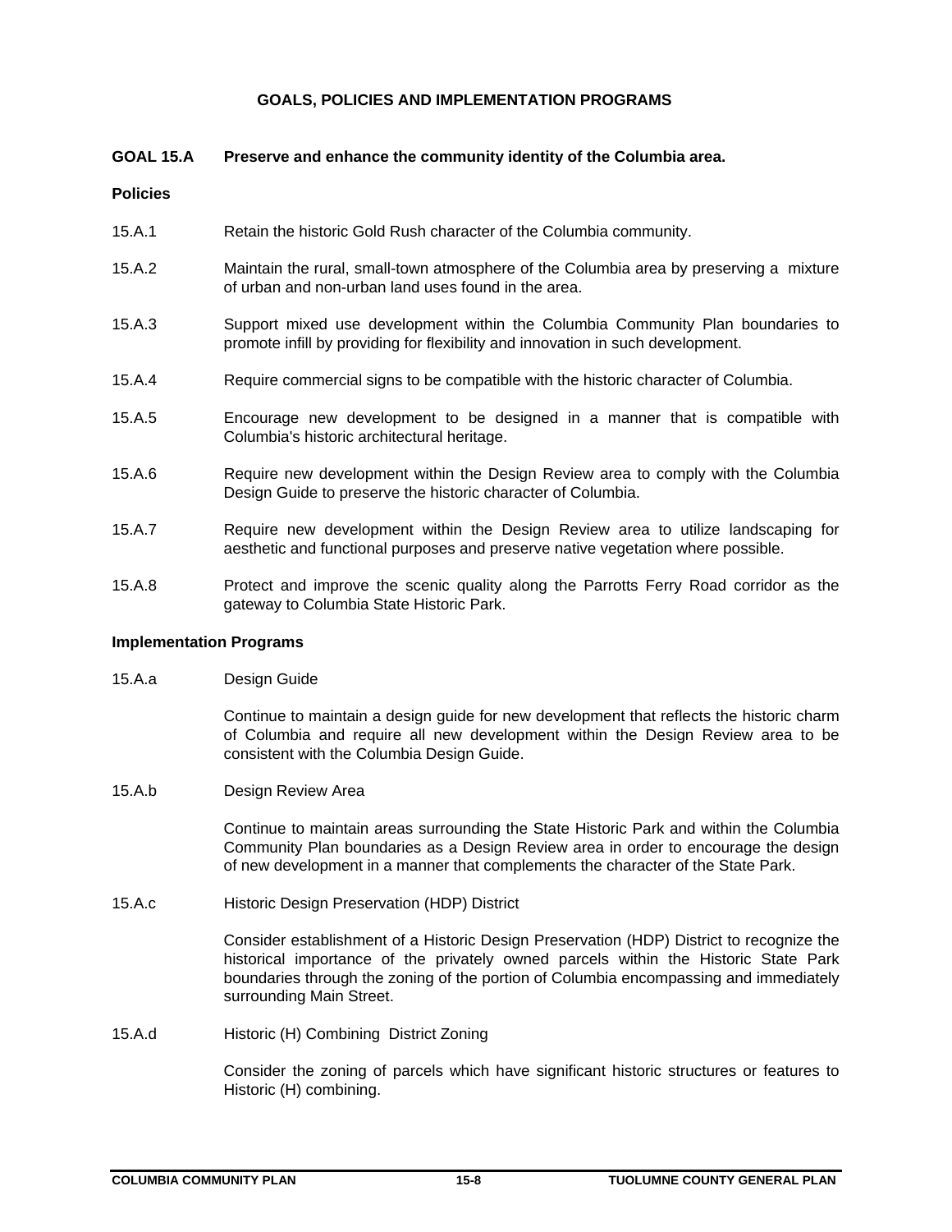## GOALS, POLICIES AND IMPLEMENTATION PROGRAMS

### GOAL 15.A Preserve and enhance the community identity of the Columbia area.

**Policies**

15.A.1 Retain the historic Gold Rush character of the Columbia community.

15.A.2 Maintain the rural, small-town atmosphere of the Columbia area by preserving a mixture of urban and non-urban land uses found in the area.

15.A.3 Support mixed use development within the Columbia Community Plan boundaries to promote infill by providing for flexibility and innovation in such development.

15.A.4 Require commercial signs to be compatible with the historic character of Columbia.

15.A.5 Encourage new development to be designed in a manner that is compatible with Columbia's historic architectural heritage.

15.A.6 Require new development within the Design Review area to comply with the Columbia Design Guide to preserve the historic character of Columbia.

15.A.7 Require new development within the Design Review area to utilize landscaping for aesthetic and functional purposes and preserve native vegetation where possible.

15.A.8 Protect and improve the scenic quality along the Parrotts Ferry Road corridor as the gateway to Columbia State Historic Park.

**Implementation Programs**

15.A.a Design Guide

Continue to maintain a design guide for new development that reflects the historic charm of Columbia and require all new development within the Design Review area to be consistent with the Columbia Design Guide.

15.A.b Design Review Area

Continue to maintain areas surrounding the State Historic Park and within the Columbia Community Plan boundaries as a Design Review area in order to encourage the design of new development in a manner that complements the character of the State Park.

15.A.c Historic Design Preservation (HDP) District

Consider establishment of a Historic Design Preservation (HDP) District to recognize the historical importance of the privately owned parcels within the Historic State Park boundaries through the zoning of the portion of Columbia encompassing and immediately surrounding Main Street.

15.A.d Historic (H) Combining District Zoning

Consider the zoning of parcels which have significant historic structures or features to Historic (H) combining.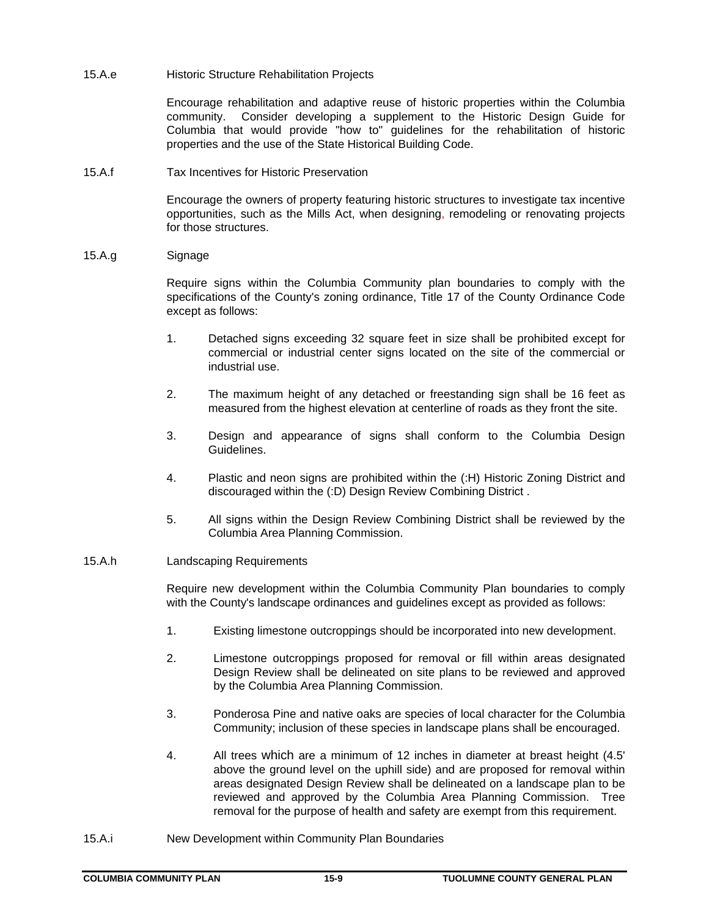15.A.e Historic Structure Rehabilitation Projects

Encourage rehabilitation and adaptive reuse of historic properties within the Columbia community. Consider developing a supplement to the Historic Design Guide for Columbia that would provide "how to" guidelines for the rehabilitation of historic properties and the use of the State Historical Building Code.

15.A.f Tax Incentives for Historic Preservation

Encourage the owners of property featuring historic structures to investigate tax incentive opportunities, such as the Mills Act, when designing, remodeling or renovating projects for those structures.

15.A.g Signage

Require signs within the Columbia Community plan boundaries to comply with the specifications of the County's zoning ordinance, Title 17 of the County Ordinance Code except as follows:

1. Detached signs exceeding 32 square feet in size shall be prohibited except for commercial or industrial center signs located on the site of the commercial or industrial use.

2. The maximum height of any detached or freestanding sign shall be 16 feet as measured from the highest elevation at centerline of roads as they front the site.

3. Design and appearance of signs shall conform to the Columbia Design Guidelines.

4. Plastic and neon signs are prohibited within the (:H) Historic Zoning District and discouraged within the (:D) Design Review Combining District .

5. All signs within the Design Review Combining District shall be reviewed by the Columbia Area Planning Commission.

15.A.h Landscaping Requirements

Require new development within the Columbia Community Plan boundaries to comply with the County's landscape ordinances and guidelines except as provided as follows:

1. Existing limestone outcroppings should be incorporated into new development.

2. Limestone outcroppings proposed for removal or fill within areas designated Design Review shall be delineated on site plans to be reviewed and approved by the Columbia Area Planning Commission.

3. Ponderosa Pine and native oaks are species of local character for the Columbia Community; inclusion of these species in landscape plans shall be encouraged.

4. All trees which are a minimum of 12 inches in diameter at breast height (4.5' above the ground level on the uphill side) and are proposed for removal within areas designated Design Review shall be delineated on a landscape plan to be reviewed and approved by the Columbia Area Planning Commission. Tree removal for the purpose of health and safety are exempt from this requirement.

15.A.i New Development within Community Plan Boundaries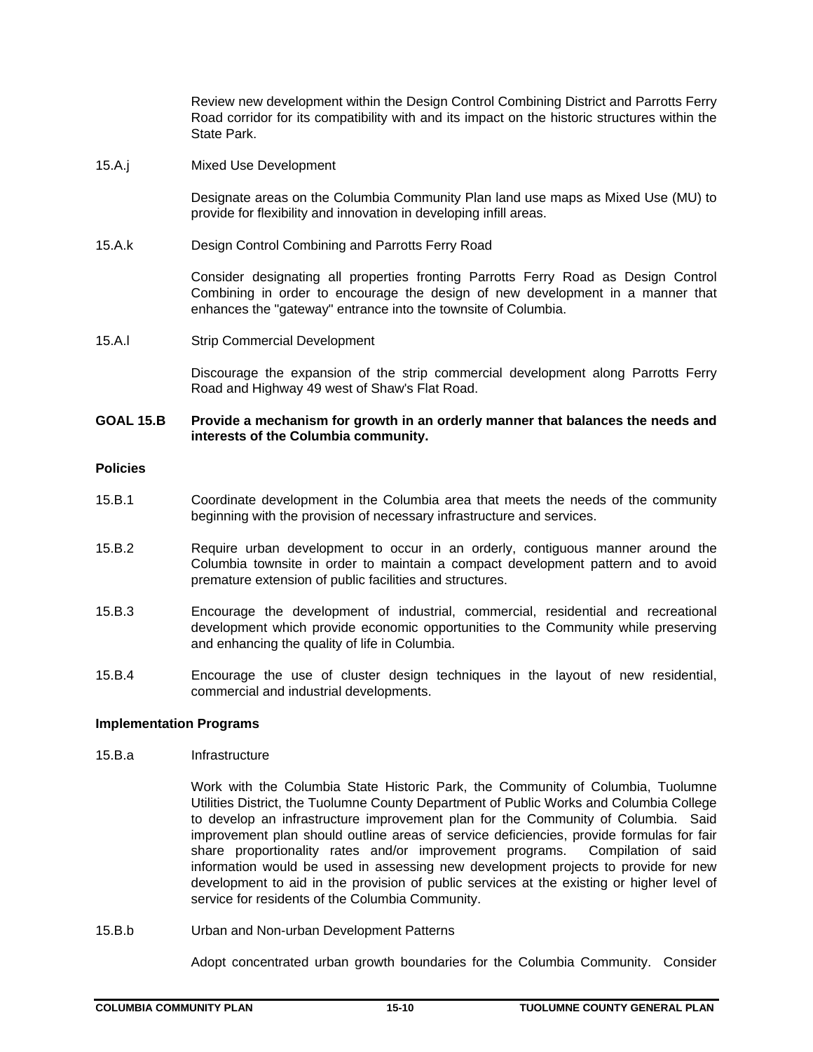Review new development within the Design Control Combining District and Parrotts Ferry Road corridor for its compatibility with and its impact on the historic structures within the State Park.

15.A.j Mixed Use Development

Designate areas on the Columbia Community Plan land use maps as Mixed Use (MU) to provide for flexibility and innovation in developing infill areas.

15.A.k Design Control Combining and Parrotts Ferry Road

Consider designating all properties fronting Parrotts Ferry Road as Design Control Combining in order to encourage the design of new development in a manner that enhances the "gateway" entrance into the townsite of Columbia.

15.A.l Strip Commercial Development

Discourage the expansion of the strip commercial development along Parrotts Ferry Road and Highway 49 west of Shaw's Flat Road.

**GOAL 15.B Provide a mechanism for growth in an orderly manner that balances the needs and interests of the Columbia community.**

**Policies**

15.B.1 Coordinate development in the Columbia area that meets the needs of the community beginning with the provision of necessary infrastructure and services.

15.B.2 Require urban development to occur in an orderly, contiguous manner around the Columbia townsite in order to maintain a compact development pattern and to avoid premature extension of public facilities and structures.

15.B.3 Encourage the development of industrial, commercial, residential and recreational development which provide economic opportunities to the Community while preserving and enhancing the quality of life in Columbia.

15.B.4 Encourage the use of cluster design techniques in the layout of new residential, commercial and industrial developments.

**Implementation Programs**

15.B.a Infrastructure

Work with the Columbia State Historic Park, the Community of Columbia, Tuolumne Utilities District, the Tuolumne County Department of Public Works and Columbia College to develop an infrastructure improvement plan for the Community of Columbia. Said improvement plan should outline areas of service deficiencies, provide formulas for fair share proportionality rates and/or improvement programs. Compilation of said information would be used in assessing new development projects to provide for new development to aid in the provision of public services at the existing or higher level of service for residents of the Columbia Community.

15.B.b Urban and Non-urban Development Patterns

Adopt concentrated urban growth boundaries for the Columbia Community. Consider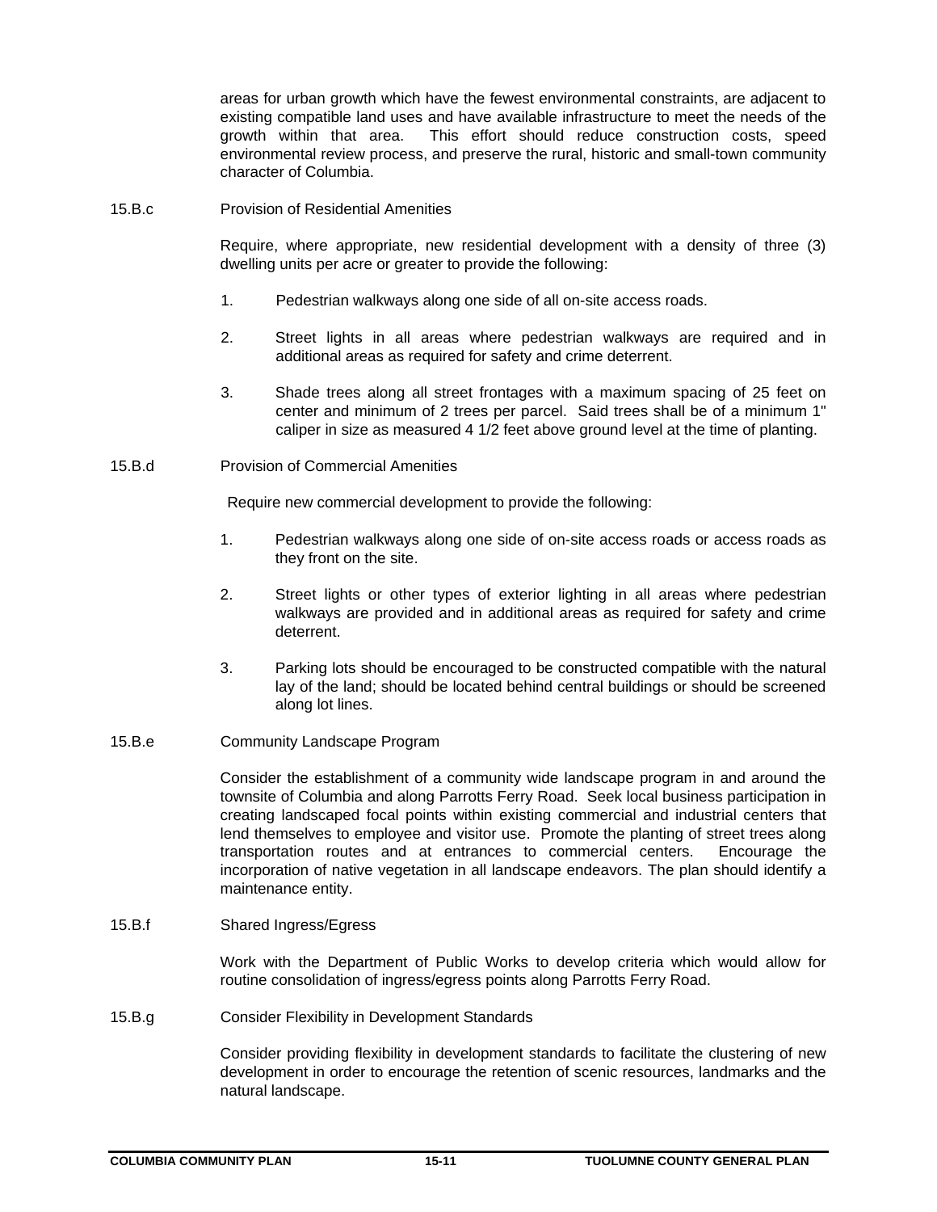areas for urban growth which have the fewest environmental constraints, are adjacent to existing compatible land uses and have available infrastructure to meet the needs of the growth within that area. This effort should reduce construction costs, speed environmental review process, and preserve the rural, historic and small-town community character of Columbia.

15.B.c Provision of Residential Amenities

Require, where appropriate, new residential development with a density of three (3) dwelling units per acre or greater to provide the following:

1. Pedestrian walkways along one side of all on-site access roads.
2. Street lights in all areas where pedestrian walkways are required and in additional areas as required for safety and crime deterrent.
3. Shade trees along all street frontages with a maximum spacing of 25 feet on center and minimum of 2 trees per parcel. Said trees shall be of a minimum 1" caliper in size as measured 4 1/2 feet above ground level at the time of planting.

15.B.d Provision of Commercial Amenities

Require new commercial development to provide the following:

1. Pedestrian walkways along one side of on-site access roads or access roads as they front on the site.
2. Street lights or other types of exterior lighting in all areas where pedestrian walkways are provided and in additional areas as required for safety and crime deterrent.
3. Parking lots should be encouraged to be constructed compatible with the natural lay of the land; should be located behind central buildings or should be screened along lot lines.

15.B.e Community Landscape Program

Consider the establishment of a community wide landscape program in and around the townsite of Columbia and along Parrotts Ferry Road. Seek local business participation in creating landscaped focal points within existing commercial and industrial centers that lend themselves to employee and visitor use. Promote the planting of street trees along transportation routes and at entrances to commercial centers. Encourage the incorporation of native vegetation in all landscape endeavors. The plan should identify a maintenance entity.

15.B.f Shared Ingress/Egress

Work with the Department of Public Works to develop criteria which would allow for routine consolidation of ingress/egress points along Parrotts Ferry Road.

15.B.g Consider Flexibility in Development Standards

Consider providing flexibility in development standards to facilitate the clustering of new development in order to encourage the retention of scenic resources, landmarks and the natural landscape.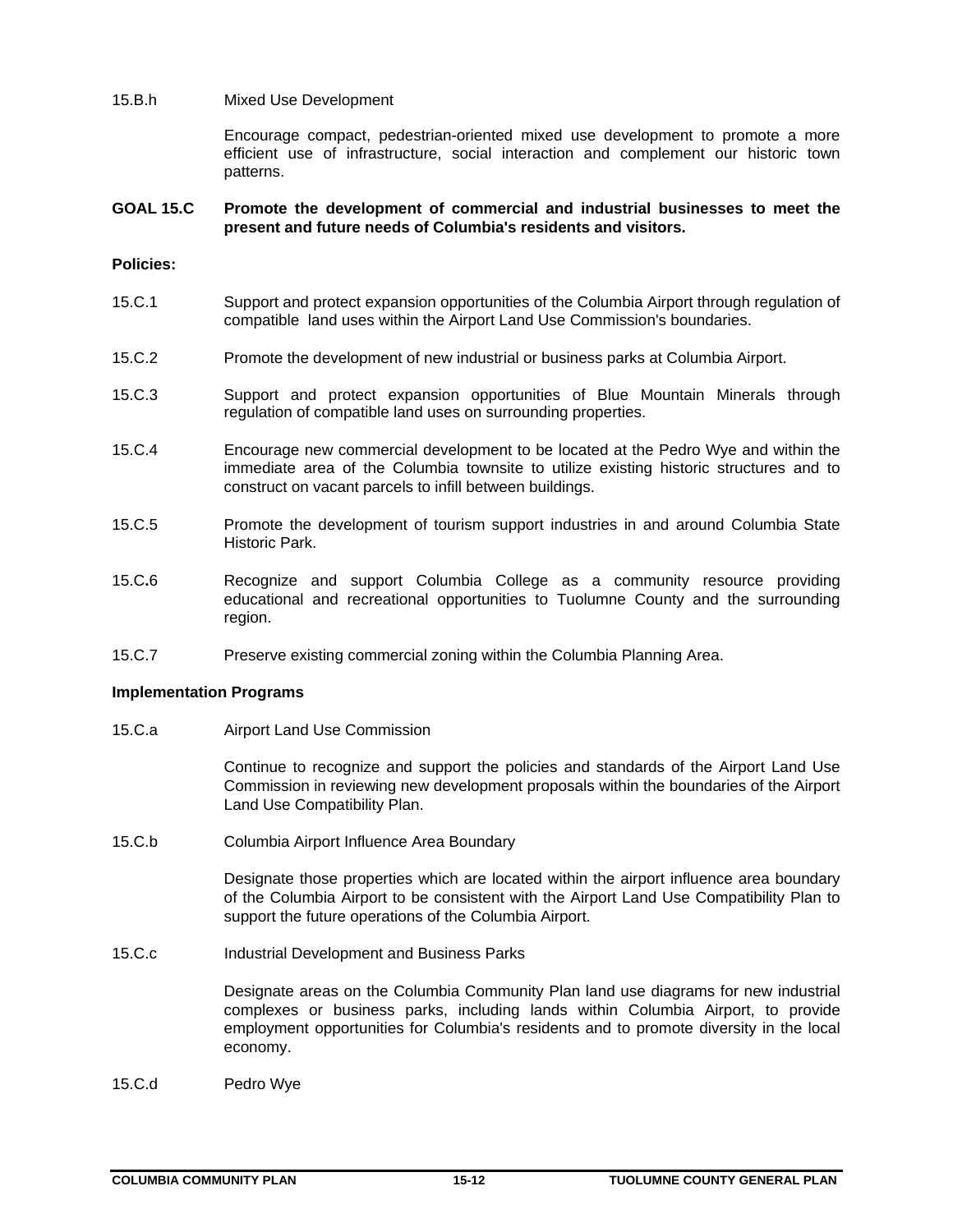15.B.h Mixed Use Development

Encourage compact, pedestrian-oriented mixed use development to promote a more efficient use of infrastructure, social interaction and complement our historic town patterns.

**GOAL 15.C Promote the development of commercial and industrial businesses to meet the present and future needs of Columbia's residents and visitors.**

**Policies:**

15.C.1 Support and protect expansion opportunities of the Columbia Airport through regulation of compatible land uses within the Airport Land Use Commission's boundaries.

15.C.2 Promote the development of new industrial or business parks at Columbia Airport.

15.C.3 Support and protect expansion opportunities of Blue Mountain Minerals through regulation of compatible land uses on surrounding properties.

15.C.4 Encourage new commercial development to be located at the Pedro Wye and within the immediate area of the Columbia townsite to utilize existing historic structures and to construct on vacant parcels to infill between buildings.

15.C.5 Promote the development of tourism support industries in and around Columbia State Historic Park.

15.C.6 Recognize and support Columbia College as a community resource providing educational and recreational opportunities to Tuolumne County and the surrounding region.

15.C.7 Preserve existing commercial zoning within the Columbia Planning Area.

**Implementation Programs**

15.C.a Airport Land Use Commission

Continue to recognize and support the policies and standards of the Airport Land Use Commission in reviewing new development proposals within the boundaries of the Airport Land Use Compatibility Plan.

15.C.b Columbia Airport Influence Area Boundary

Designate those properties which are located within the airport influence area boundary of the Columbia Airport to be consistent with the Airport Land Use Compatibility Plan to support the future operations of the Columbia Airport.

15.C.c Industrial Development and Business Parks

Designate areas on the Columbia Community Plan land use diagrams for new industrial complexes or business parks, including lands within Columbia Airport, to provide employment opportunities for Columbia's residents and to promote diversity in the local economy.

15.C.d Pedro Wye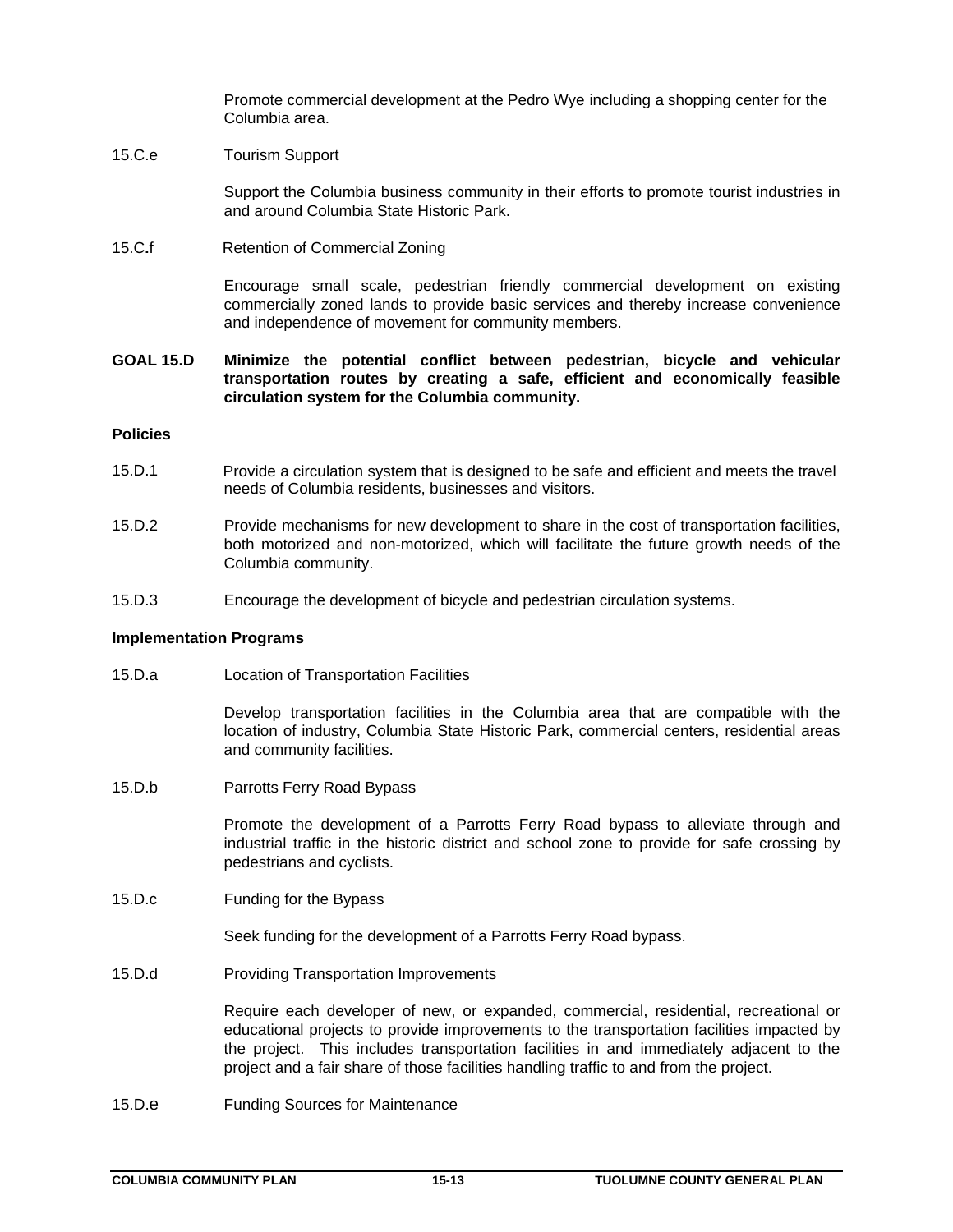Promote commercial development at the Pedro Wye including a shopping center for the Columbia area.

15.C.e Tourism Support

Support the Columbia business community in their efforts to promote tourist industries in and around Columbia State Historic Park.

15.C.f Retention of Commercial Zoning

Encourage small scale, pedestrian friendly commercial development on existing commercially zoned lands to provide basic services and thereby increase convenience and independence of movement for community members.

**GOAL 15.D Minimize the potential conflict between pedestrian, bicycle and vehicular transportation routes by creating a safe, efficient and economically feasible circulation system for the Columbia community.**

**Policies**

15.D.1 Provide a circulation system that is designed to be safe and efficient and meets the travel needs of Columbia residents, businesses and visitors.

15.D.2 Provide mechanisms for new development to share in the cost of transportation facilities, both motorized and non-motorized, which will facilitate the future growth needs of the Columbia community.

15.D.3 Encourage the development of bicycle and pedestrian circulation systems.

**Implementation Programs**

15.D.a Location of Transportation Facilities

Develop transportation facilities in the Columbia area that are compatible with the location of industry, Columbia State Historic Park, commercial centers, residential areas and community facilities.

15.D.b Parrotts Ferry Road Bypass

Promote the development of a Parrotts Ferry Road bypass to alleviate through and industrial traffic in the historic district and school zone to provide for safe crossing by pedestrians and cyclists.

15.D.c Funding for the Bypass

Seek funding for the development of a Parrotts Ferry Road bypass.

15.D.d Providing Transportation Improvements

Require each developer of new, or expanded, commercial, residential, recreational or educational projects to provide improvements to the transportation facilities impacted by the project. This includes transportation facilities in and immediately adjacent to the project and a fair share of those facilities handling traffic to and from the project.

15.D.e Funding Sources for Maintenance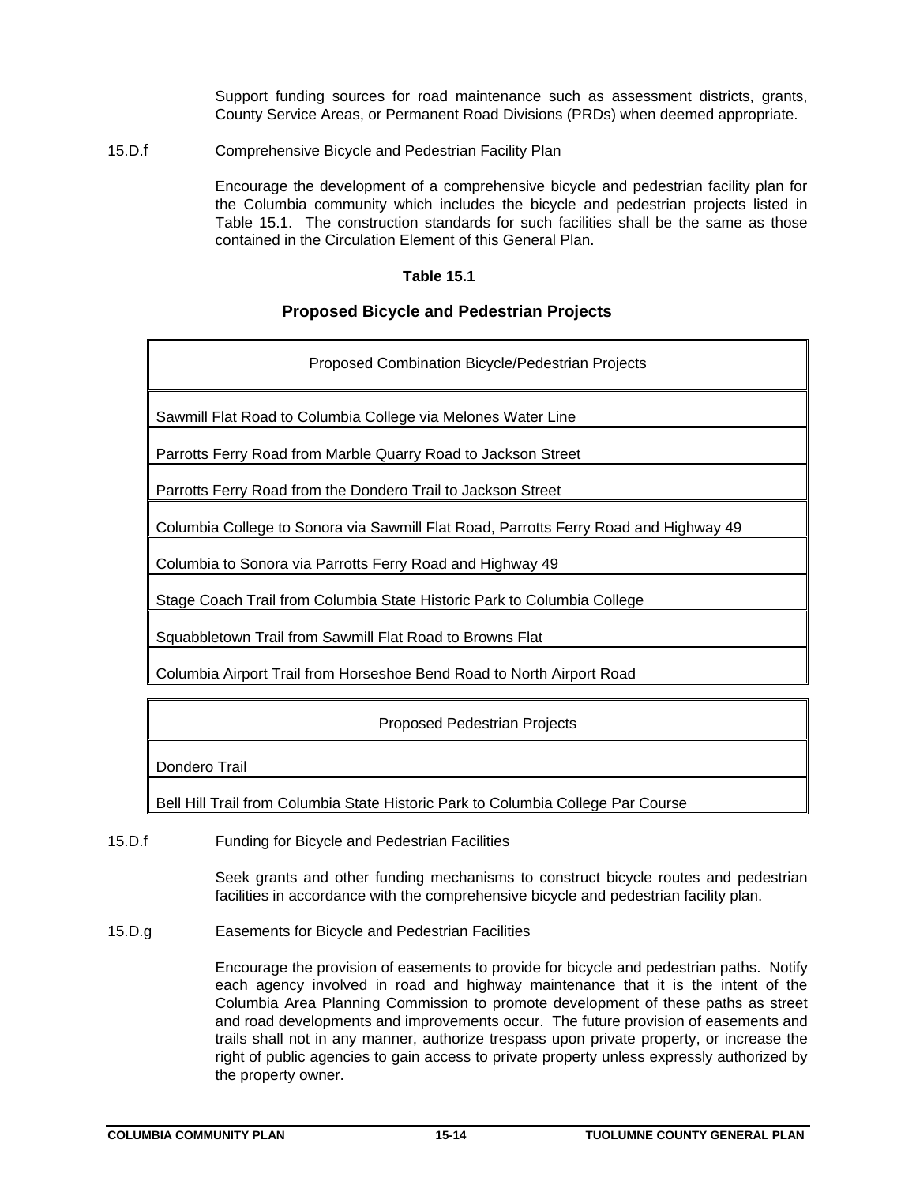Support funding sources for road maintenance such as assessment districts, grants, County Service Areas, or Permanent Road Divisions (PRDs) when deemed appropriate.

15.D.f Comprehensive Bicycle and Pedestrian Facility Plan

Encourage the development of a comprehensive bicycle and pedestrian facility plan for the Columbia community which includes the bicycle and pedestrian projects listed in Table 15.1. The construction standards for such facilities shall be the same as those contained in the Circulation Element of this General Plan.

**Table 15.1**

**Proposed Bicycle and Pedestrian Projects**

| Proposed Combination Bicycle/Pedestrian Projects |
|---|
| Sawmill Flat Road to Columbia College via Melones Water Line |
| Parrotts Ferry Road from Marble Quarry Road to Jackson Street |
| Parrotts Ferry Road from the Dondero Trail to Jackson Street |
| Columbia College to Sonora via Sawmill Flat Road, Parrotts Ferry Road and Highway 49 |
| Columbia to Sonora via Parrotts Ferry Road and Highway 49 |
| Stage Coach Trail from Columbia State Historic Park to Columbia College |
| Squabbletown Trail from Sawmill Flat Road to Browns Flat |
| Columbia Airport Trail from Horseshoe Bend Road to North Airport Road |

| Proposed Pedestrian Projects |
|---|
| Dondero Trail |
| Bell Hill Trail from Columbia State Historic Park to Columbia College Par Course |

15.D.f Funding for Bicycle and Pedestrian Facilities

Seek grants and other funding mechanisms to construct bicycle routes and pedestrian facilities in accordance with the comprehensive bicycle and pedestrian facility plan.

15.D.g Easements for Bicycle and Pedestrian Facilities

Encourage the provision of easements to provide for bicycle and pedestrian paths. Notify each agency involved in road and highway maintenance that it is the intent of the Columbia Area Planning Commission to promote development of these paths as street and road developments and improvements occur. The future provision of easements and trails shall not in any manner, authorize trespass upon private property, or increase the right of public agencies to gain access to private property unless expressly authorized by the property owner.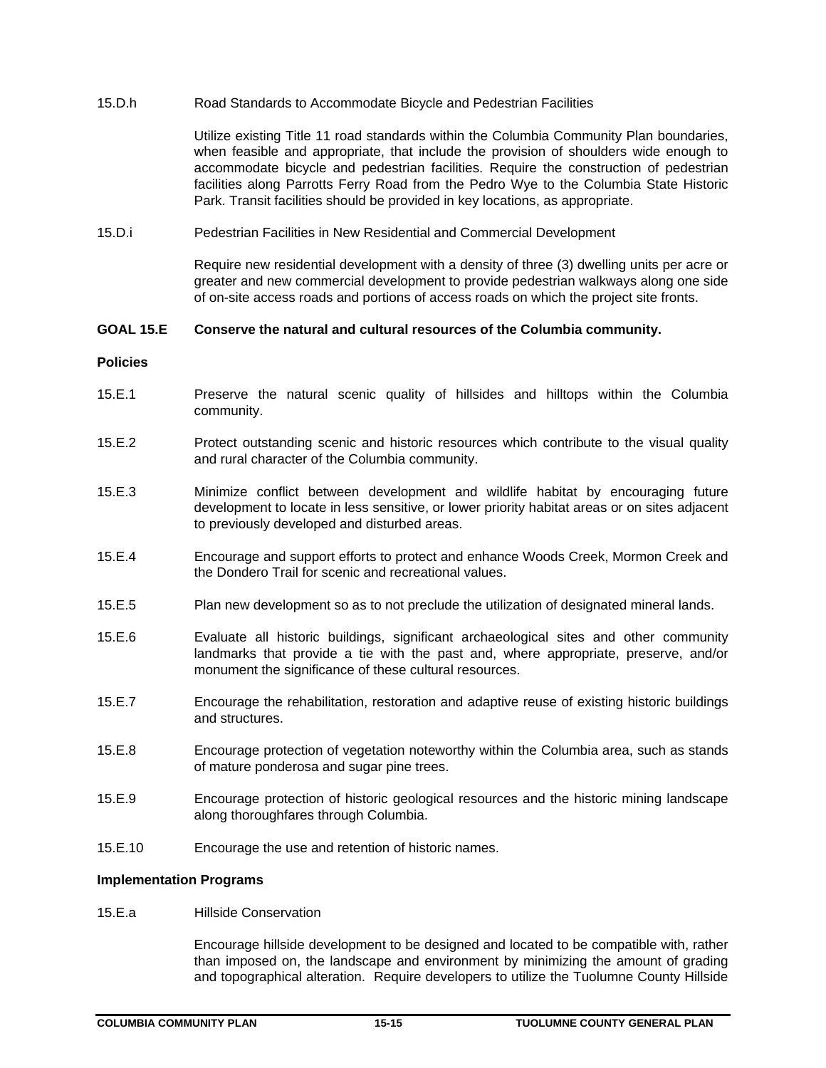15.D.h Road Standards to Accommodate Bicycle and Pedestrian Facilities

Utilize existing Title 11 road standards within the Columbia Community Plan boundaries, when feasible and appropriate, that include the provision of shoulders wide enough to accommodate bicycle and pedestrian facilities. Require the construction of pedestrian facilities along Parrotts Ferry Road from the Pedro Wye to the Columbia State Historic Park. Transit facilities should be provided in key locations, as appropriate.

15.D.i Pedestrian Facilities in New Residential and Commercial Development

Require new residential development with a density of three (3) dwelling units per acre or greater and new commercial development to provide pedestrian walkways along one side of on-site access roads and portions of access roads on which the project site fronts.

**GOAL 15.E Conserve the natural and cultural resources of the Columbia community.**

**Policies**

15.E.1 Preserve the natural scenic quality of hillsides and hilltops within the Columbia community.

15.E.2 Protect outstanding scenic and historic resources which contribute to the visual quality and rural character of the Columbia community.

15.E.3 Minimize conflict between development and wildlife habitat by encouraging future development to locate in less sensitive, or lower priority habitat areas or on sites adjacent to previously developed and disturbed areas.

15.E.4 Encourage and support efforts to protect and enhance Woods Creek, Mormon Creek and the Dondero Trail for scenic and recreational values.

15.E.5 Plan new development so as to not preclude the utilization of designated mineral lands.

15.E.6 Evaluate all historic buildings, significant archaeological sites and other community landmarks that provide a tie with the past and, where appropriate, preserve, and/or monument the significance of these cultural resources.

15.E.7 Encourage the rehabilitation, restoration and adaptive reuse of existing historic buildings and structures.

15.E.8 Encourage protection of vegetation noteworthy within the Columbia area, such as stands of mature ponderosa and sugar pine trees.

15.E.9 Encourage protection of historic geological resources and the historic mining landscape along thoroughfares through Columbia.

15.E.10 Encourage the use and retention of historic names.

**Implementation Programs**

15.E.a Hillside Conservation

Encourage hillside development to be designed and located to be compatible with, rather than imposed on, the landscape and environment by minimizing the amount of grading and topographical alteration. Require developers to utilize the Tuolumne County Hillside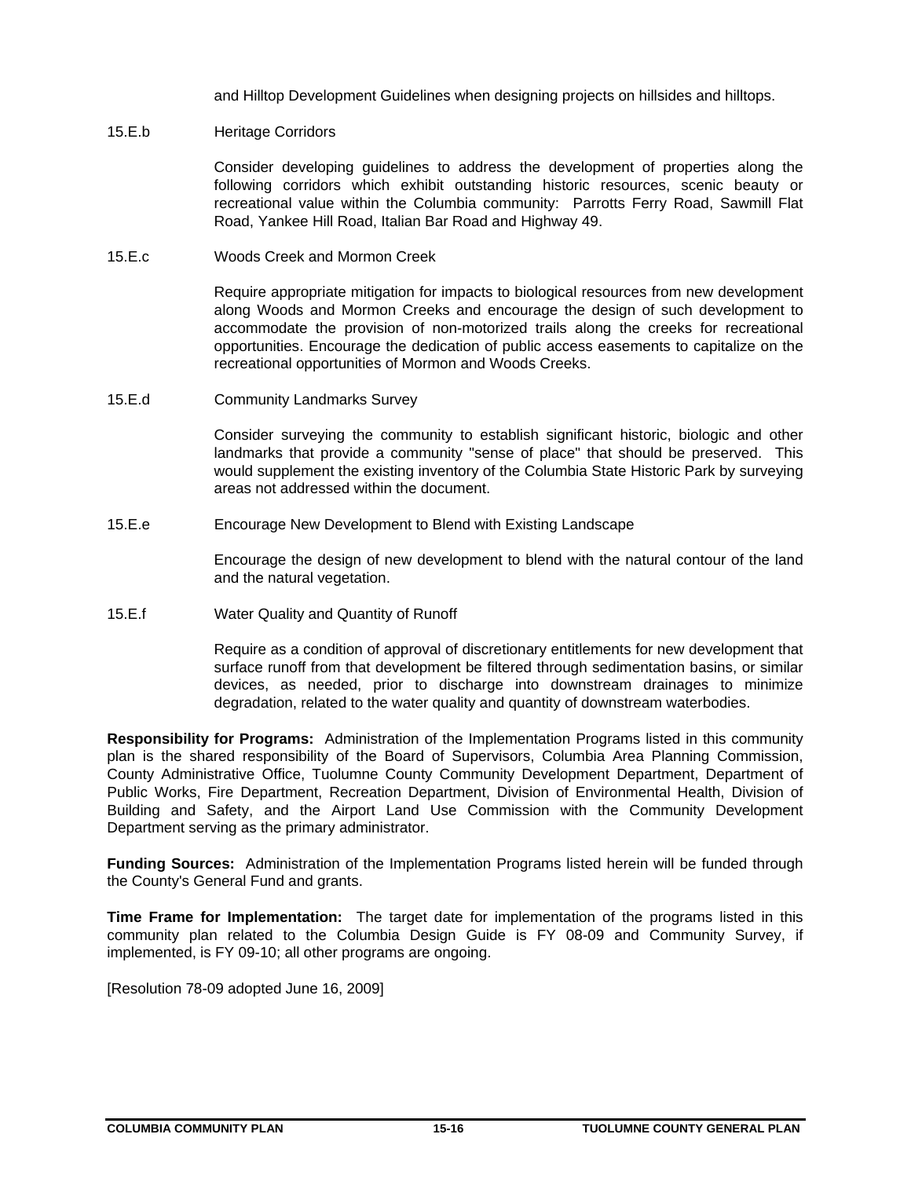and Hilltop Development Guidelines when designing projects on hillsides and hilltops.

15.E.b Heritage Corridors

Consider developing guidelines to address the development of properties along the following corridors which exhibit outstanding historic resources, scenic beauty or recreational value within the Columbia community: Parrotts Ferry Road, Sawmill Flat Road, Yankee Hill Road, Italian Bar Road and Highway 49.

15.E.c Woods Creek and Mormon Creek

Require appropriate mitigation for impacts to biological resources from new development along Woods and Mormon Creeks and encourage the design of such development to accommodate the provision of non-motorized trails along the creeks for recreational opportunities. Encourage the dedication of public access easements to capitalize on the recreational opportunities of Mormon and Woods Creeks.

15.E.d Community Landmarks Survey

Consider surveying the community to establish significant historic, biologic and other landmarks that provide a community "sense of place" that should be preserved. This would supplement the existing inventory of the Columbia State Historic Park by surveying areas not addressed within the document.

15.E.e Encourage New Development to Blend with Existing Landscape

Encourage the design of new development to blend with the natural contour of the land and the natural vegetation.

15.E.f Water Quality and Quantity of Runoff

Require as a condition of approval of discretionary entitlements for new development that surface runoff from that development be filtered through sedimentation basins, or similar devices, as needed, prior to discharge into downstream drainages to minimize degradation, related to the water quality and quantity of downstream waterbodies.

**Responsibility for Programs:** Administration of the Implementation Programs listed in this community plan is the shared responsibility of the Board of Supervisors, Columbia Area Planning Commission, County Administrative Office, Tuolumne County Community Development Department, Department of Public Works, Fire Department, Recreation Department, Division of Environmental Health, Division of Building and Safety, and the Airport Land Use Commission with the Community Development Department serving as the primary administrator.

**Funding Sources:** Administration of the Implementation Programs listed herein will be funded through the County's General Fund and grants.

**Time Frame for Implementation:** The target date for implementation of the programs listed in this community plan related to the Columbia Design Guide is FY 08-09 and Community Survey, if implemented, is FY 09-10; all other programs are ongoing.

[Resolution 78-09 adopted June 16, 2009]